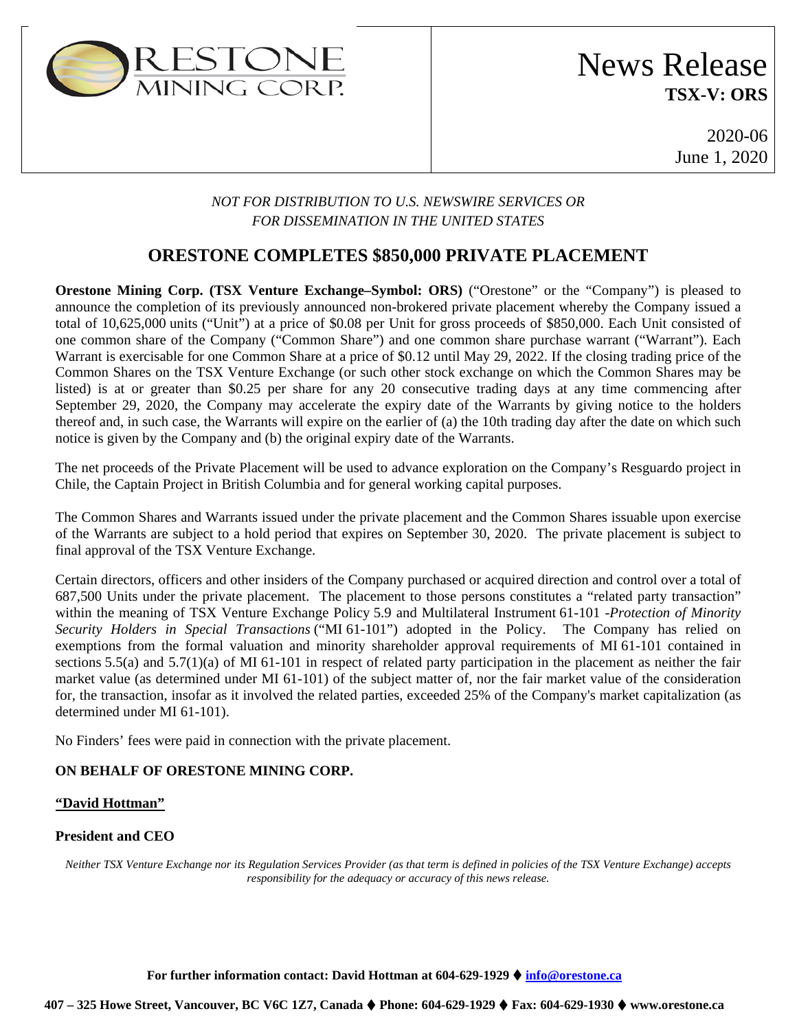ORESTONE MINING CORP.

# News Release
**TSX-V: ORS**

2020-06
June 1, 2020

*NOT FOR DISTRIBUTION TO U.S. NEWSWIRE SERVICES OR FOR DISSEMINATION IN THE UNITED STATES*

## ORESTONE COMPLETES $850,000 PRIVATE PLACEMENT

**Orestone Mining Corp. (TSX Venture Exchange–Symbol: ORS)** ("Orestone" or the "Company") is pleased to announce the completion of its previously announced non-brokered private placement whereby the Company issued a total of 10,625,000 units ("Unit") at a price of $0.08 per Unit for gross proceeds of $850,000. Each Unit consisted of one common share of the Company ("Common Share") and one common share purchase warrant ("Warrant"). Each Warrant is exercisable for one Common Share at a price of $0.12 until May 29, 2022. If the closing trading price of the Common Shares on the TSX Venture Exchange (or such other stock exchange on which the Common Shares may be listed) is at or greater than $0.25 per share for any 20 consecutive trading days at any time commencing after September 29, 2020, the Company may accelerate the expiry date of the Warrants by giving notice to the holders thereof and, in such case, the Warrants will expire on the earlier of (a) the 10th trading day after the date on which such notice is given by the Company and (b) the original expiry date of the Warrants.

The net proceeds of the Private Placement will be used to advance exploration on the Company's Resguardo project in Chile, the Captain Project in British Columbia and for general working capital purposes.

The Common Shares and Warrants issued under the private placement and the Common Shares issuable upon exercise of the Warrants are subject to a hold period that expires on September 30, 2020. The private placement is subject to final approval of the TSX Venture Exchange.

Certain directors, officers and other insiders of the Company purchased or acquired direction and control over a total of 687,500 Units under the private placement. The placement to those persons constitutes a "related party transaction" within the meaning of TSX Venture Exchange Policy 5.9 and Multilateral Instrument 61-101 -*Protection of Minority Security Holders in Special Transactions* ("MI 61-101") adopted in the Policy. The Company has relied on exemptions from the formal valuation and minority shareholder approval requirements of MI 61-101 contained in sections 5.5(a) and 5.7(1)(a) of MI 61-101 in respect of related party participation in the placement as neither the fair market value (as determined under MI 61-101) of the subject matter of, nor the fair market value of the consideration for, the transaction, insofar as it involved the related parties, exceeded 25% of the Company's market capitalization (as determined under MI 61-101).

No Finders' fees were paid in connection with the private placement.

**ON BEHALF OF ORESTONE MINING CORP.**

**"David Hottman"**

**President and CEO**

*Neither TSX Venture Exchange nor its Regulation Services Provider (as that term is defined in policies of the TSX Venture Exchange) accepts responsibility for the adequacy or accuracy of this news release.*

**For further information contact: David Hottman at 604-629-1929 ⧫ info@orestone.ca**

**407 – 325 Howe Street, Vancouver, BC V6C 1Z7, Canada ⧫ Phone: 604-629-1929 ⧫ Fax: 604-629-1930 ⧫ www.orestone.ca**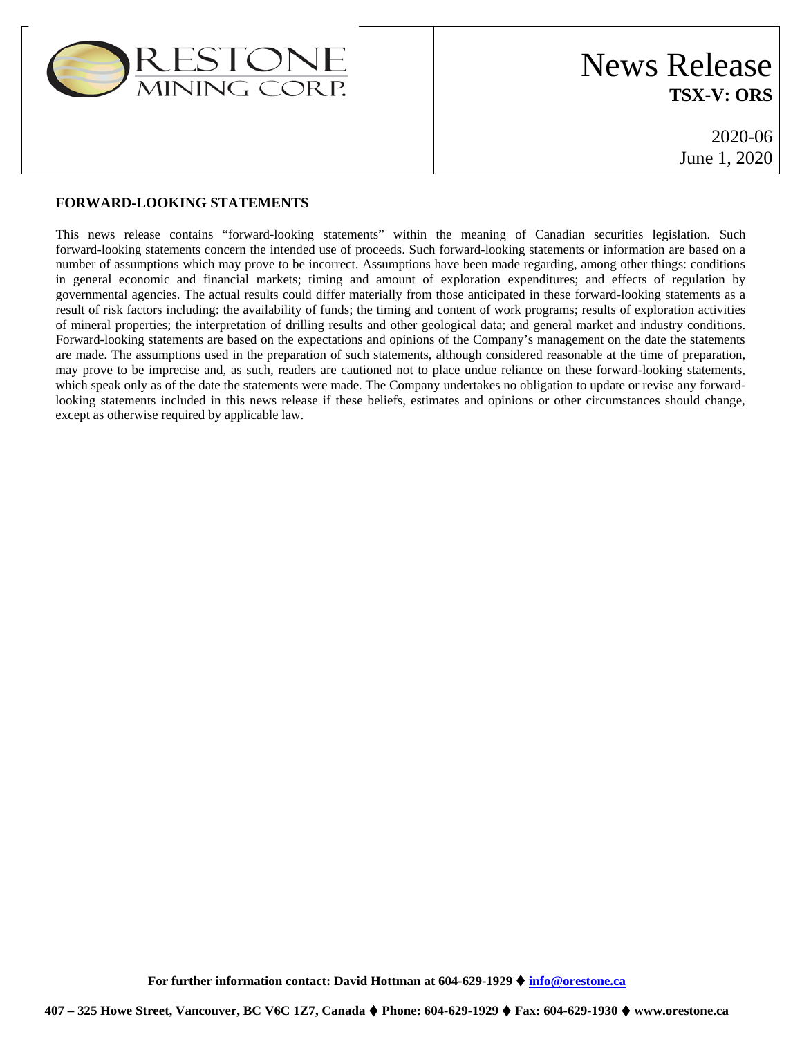## FORWARD-LOOKING STATEMENTS

This news release contains "forward-looking statements" within the meaning of Canadian securities legislation. Such forward-looking statements concern the intended use of proceeds. Such forward-looking statements or information are based on a number of assumptions which may prove to be incorrect. Assumptions have been made regarding, among other things: conditions in general economic and financial markets; timing and amount of exploration expenditures; and effects of regulation by governmental agencies. The actual results could differ materially from those anticipated in these forward-looking statements as a result of risk factors including: the availability of funds; the timing and content of work programs; results of exploration activities of mineral properties; the interpretation of drilling results and other geological data; and general market and industry conditions. Forward-looking statements are based on the expectations and opinions of the Company's management on the date the statements are made. The assumptions used in the preparation of such statements, although considered reasonable at the time of preparation, may prove to be imprecise and, as such, readers are cautioned not to place undue reliance on these forward-looking statements, which speak only as of the date the statements were made. The Company undertakes no obligation to update or revise any forward-looking statements included in this news release if these beliefs, estimates and opinions or other circumstances should change, except as otherwise required by applicable law.